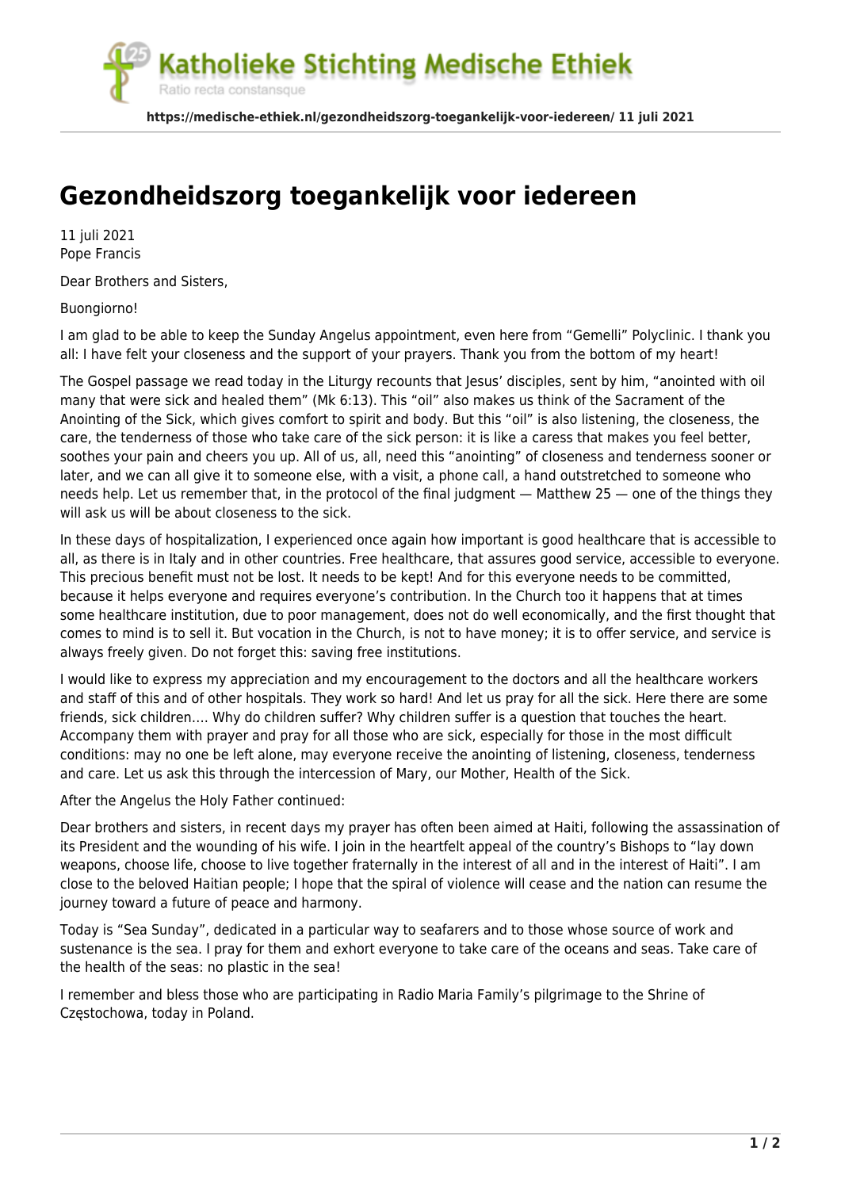# Gezondheidszorg toegankelijk voor iedereen

11 juli 2021
Pope Francis

Dear Brothers and Sisters,

Buongiorno!

I am glad to be able to keep the Sunday Angelus appointment, even here from "Gemelli" Polyclinic. I thank you all: I have felt your closeness and the support of your prayers. Thank you from the bottom of my heart!

The Gospel passage we read today in the Liturgy recounts that Jesus' disciples, sent by him, "anointed with oil many that were sick and healed them" (Mk 6:13). This "oil" also makes us think of the Sacrament of the Anointing of the Sick, which gives comfort to spirit and body. But this "oil" is also listening, the closeness, the care, the tenderness of those who take care of the sick person: it is like a caress that makes you feel better, soothes your pain and cheers you up. All of us, all, need this "anointing" of closeness and tenderness sooner or later, and we can all give it to someone else, with a visit, a phone call, a hand outstretched to someone who needs help. Let us remember that, in the protocol of the final judgment — Matthew 25 — one of the things they will ask us will be about closeness to the sick.

In these days of hospitalization, I experienced once again how important is good healthcare that is accessible to all, as there is in Italy and in other countries. Free healthcare, that assures good service, accessible to everyone. This precious benefit must not be lost. It needs to be kept! And for this everyone needs to be committed, because it helps everyone and requires everyone's contribution. In the Church too it happens that at times some healthcare institution, due to poor management, does not do well economically, and the first thought that comes to mind is to sell it. But vocation in the Church, is not to have money; it is to offer service, and service is always freely given. Do not forget this: saving free institutions.

I would like to express my appreciation and my encouragement to the doctors and all the healthcare workers and staff of this and of other hospitals. They work so hard! And let us pray for all the sick. Here there are some friends, sick children…. Why do children suffer? Why children suffer is a question that touches the heart. Accompany them with prayer and pray for all those who are sick, especially for those in the most difficult conditions: may no one be left alone, may everyone receive the anointing of listening, closeness, tenderness and care. Let us ask this through the intercession of Mary, our Mother, Health of the Sick.

After the Angelus the Holy Father continued:

Dear brothers and sisters, in recent days my prayer has often been aimed at Haiti, following the assassination of its President and the wounding of his wife. I join in the heartfelt appeal of the country's Bishops to "lay down weapons, choose life, choose to live together fraternally in the interest of all and in the interest of Haiti". I am close to the beloved Haitian people; I hope that the spiral of violence will cease and the nation can resume the journey toward a future of peace and harmony.

Today is "Sea Sunday", dedicated in a particular way to seafarers and to those whose source of work and sustenance is the sea. I pray for them and exhort everyone to take care of the oceans and seas. Take care of the health of the seas: no plastic in the sea!

I remember and bless those who are participating in Radio Maria Family's pilgrimage to the Shrine of Częstochowa, today in Poland.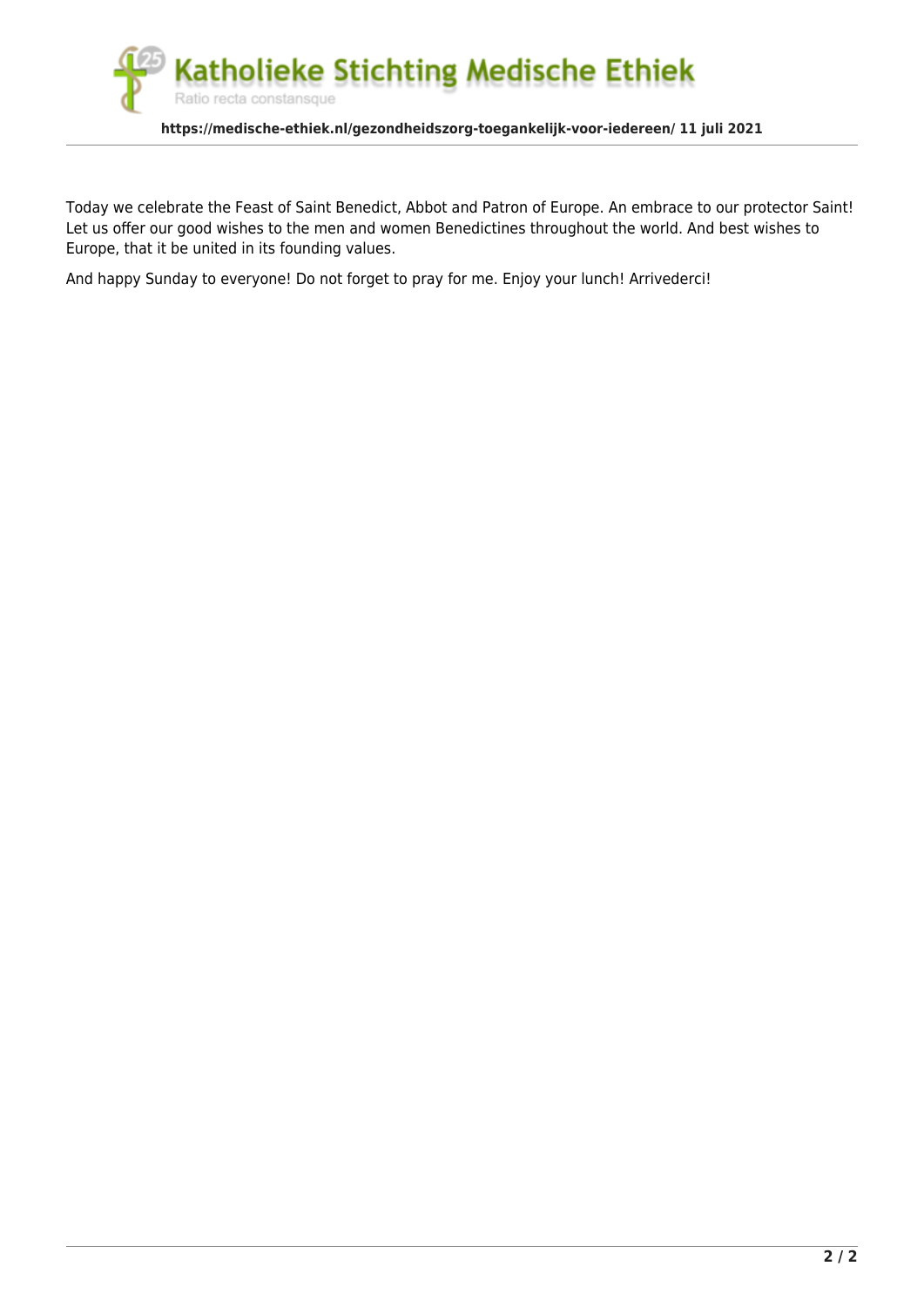Today we celebrate the Feast of Saint Benedict, Abbot and Patron of Europe. An embrace to our protector Saint! Let us offer our good wishes to the men and women Benedictines throughout the world. And best wishes to Europe, that it be united in its founding values.

And happy Sunday to everyone! Do not forget to pray for me. Enjoy your lunch! Arrivederci!